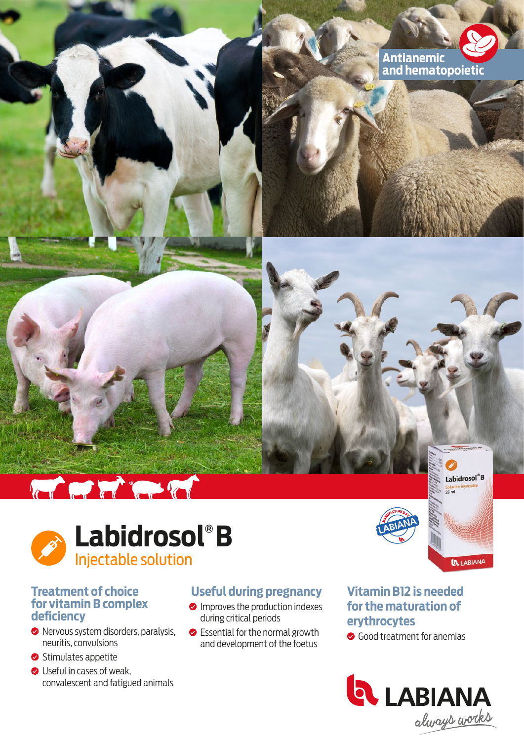Antianemic and hematopoietic

# Labidrosol® B

Injectable solution

### Treatment of choice for vitamin B complex deficiency

- Nervous system disorders, paralysis, neuritis, convulsions
- Stimulates appetite
- Useful in cases of weak, convalescent and fatigued animals

### Useful during pregnancy

- Improves the production indexes during critical periods
- Essential for the normal growth and development of the foetus

### Vitamin B12 is needed for the maturation of erythrocytes

- Good treatment for anemias

LABIANA

always works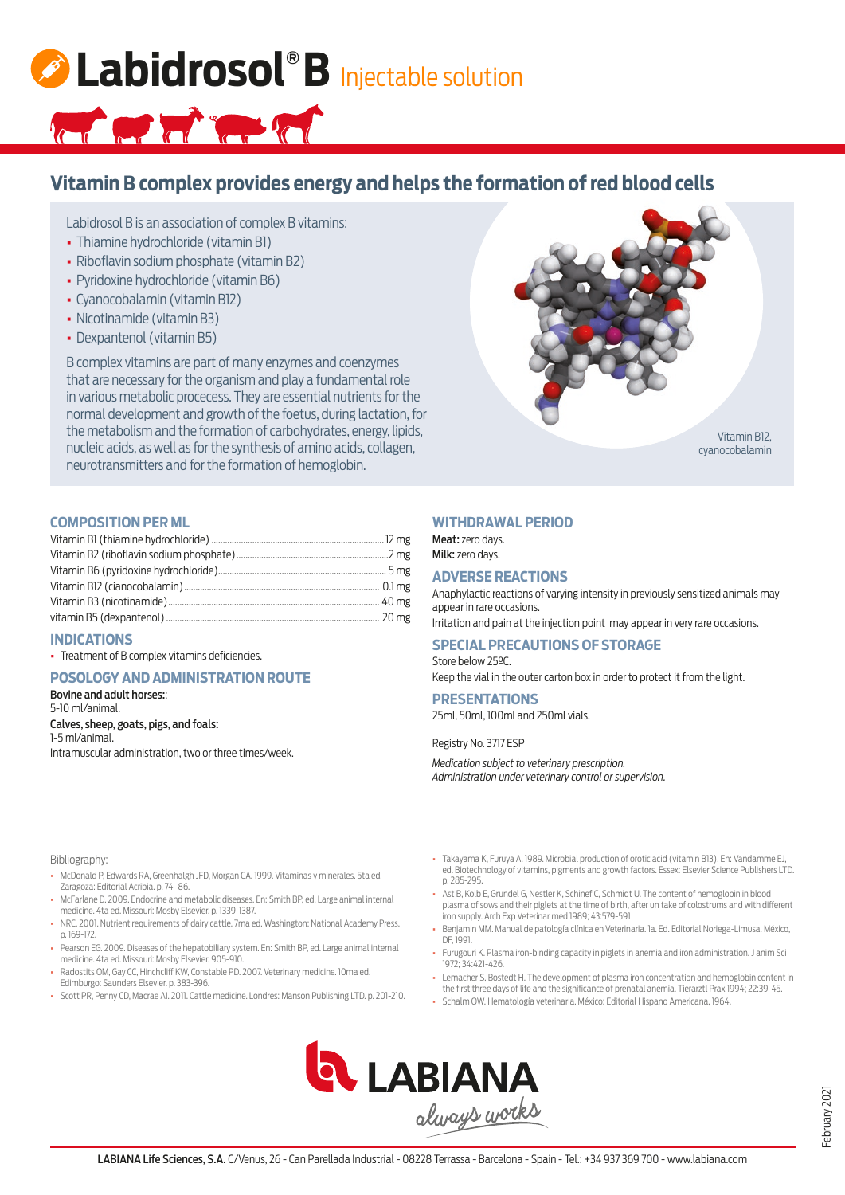// Labidrosol® B Injectable solution

## Vitamin B complex provides energy and helps the formation of red blood cells

Labidrosol B is an association of complex B vitamins:

- Thiamine hydrochloride (vitamin B1)
- Riboflavin sodium phosphate (vitamin B2)
- Pyridoxine hydrochloride (vitamin B6)
- Cyanocobalamin (vitamin B12)
- Nicotinamide (vitamin B3)
- Dexpantenol (vitamin B5)

B complex vitamins are part of many enzymes and coenzymes that are necessary for the organism and play a fundamental role in various metabolic proceess. They are essential nutrients for the normal development and growth of the foetus, during lactation, for the metabolism and the formation of carbohydrates, energy, lipids, nucleic acids, as well as for the synthesis of amino acids, collagen, neurotransmitters and for the formation of hemoglobin.

Vitamin B12, cyanocobalamin

### COMPOSITION PER ML

| | |
|---|---|
| Vitamin B1 (thiamine hydrochloride) | 12 mg |
| Vitamin B2 (riboflavin sodium phosphate) | 2 mg |
| Vitamin B6 (pyridoxine hydrochloride) | 5 mg |
| Vitamin B12 (cianocobalamin) | 0.1 mg |
| Vitamin B3 (nicotinamide) | 40 mg |
| vitamin B5 (dexpantenol) | 20 mg |

### INDICATIONS

- Treatment of B complex vitamins deficiencies.

### POSOLOGY AND ADMINISTRATION ROUTE

**Bovine and adult horses::**
5-10 ml/animal.

**Calves, sheep, goats, pigs, and foals:**
1-5 ml/animal.

Intramuscular administration, two or three times/week.

### WITHDRAWAL PERIOD

**Meat:** zero days.
**Milk:** zero days.

### ADVERSE REACTIONS

Anaphylactic reactions of varying intensity in previously sensitized animals may appear in rare occasions.
Irritation and pain at the injection point may appear in very rare occasions.

### SPECIAL PRECAUTIONS OF STORAGE

Store below 25ºC.
Keep the vial in the outer carton box in order to protect it from the light.

### PRESENTATIONS

25ml, 50ml, 100ml and 250ml vials.

Registry No. 3717 ESP

*Medication subject to veterinary prescription.*
*Administration under veterinary control or supervision.*

Bibliography:

- McDonald P, Edwards RA, Greenhalgh JFD, Morgan CA. 1999. Vitaminas y minerales. 5ta ed. Zaragoza: Editorial Acribia. p. 74- 86.
- McFarlane D. 2009. Endocrine and metabolic diseases. En: Smith BP, ed. Large animal internal medicine. 4ta ed. Missouri: Mosby Elsevier. p. 1339-1387.
- NRC. 2001. Nutrient requirements of dairy cattle. 7ma ed. Washington: National Academy Press. p. 169-172.
- Pearson EG. 2009. Diseases of the hepatobiliary system. En: Smith BP, ed. Large animal internal medicine. 4ta ed. Missouri: Mosby Elsevier. 905-910.
- Radostits OM, Gay CC, Hinchcliff KW, Constable PD. 2007. Veterinary medicine. 10ma ed. Edimburgo: Saunders Elsevier. p. 383-396.
- Scott PR, Penny CD, Macrae AI. 2011. Cattle medicine. Londres: Manson Publishing LTD. p. 201-210.
- Takayama K, Furuya A. 1989. Microbial production of orotic acid (vitamin B13). En: Vandamme EJ, ed. Biotechnology of vitamins, pigments and growth factors. Essex: Elsevier Science Publishers LTD. p. 285-295.
- Ast B, Kolb E, Grundel G, Nestler K, Schinef C, Schmidt U. The content of hemoglobin in blood plasma of sows and their piglets at the time of birth, after un take of colostrums and with different iron supply. Arch Exp Veterinar med 1989; 43:579-591
- Benjamin MM. Manual de patología clínica en Veterinaria. 1a. Ed. Editorial Noriega-Limusa. México, DF, 1991.
- Furugouri K. Plasma iron-binding capacity in piglets in anemia and iron administration. J anim Sci 1972; 34:421-426.
- Lemacher S, Bostedt H. The development of plasma iron concentration and hemoglobin content in the first three days of life and the significance of prenatal anemia. Tierarztl Prax 1994; 22:39-45.
- Schalm OW. Hematología veterinaria. México: Editorial Hispano Americana, 1964.

LABIANA always works

**LABIANA Life Sciences, S.A.** C/Venus, 26 - Can Parellada Industrial - 08228 Terrassa - Barcelona - Spain - Tel.: +34 937 369 700 - www.labiana.com

February 2021